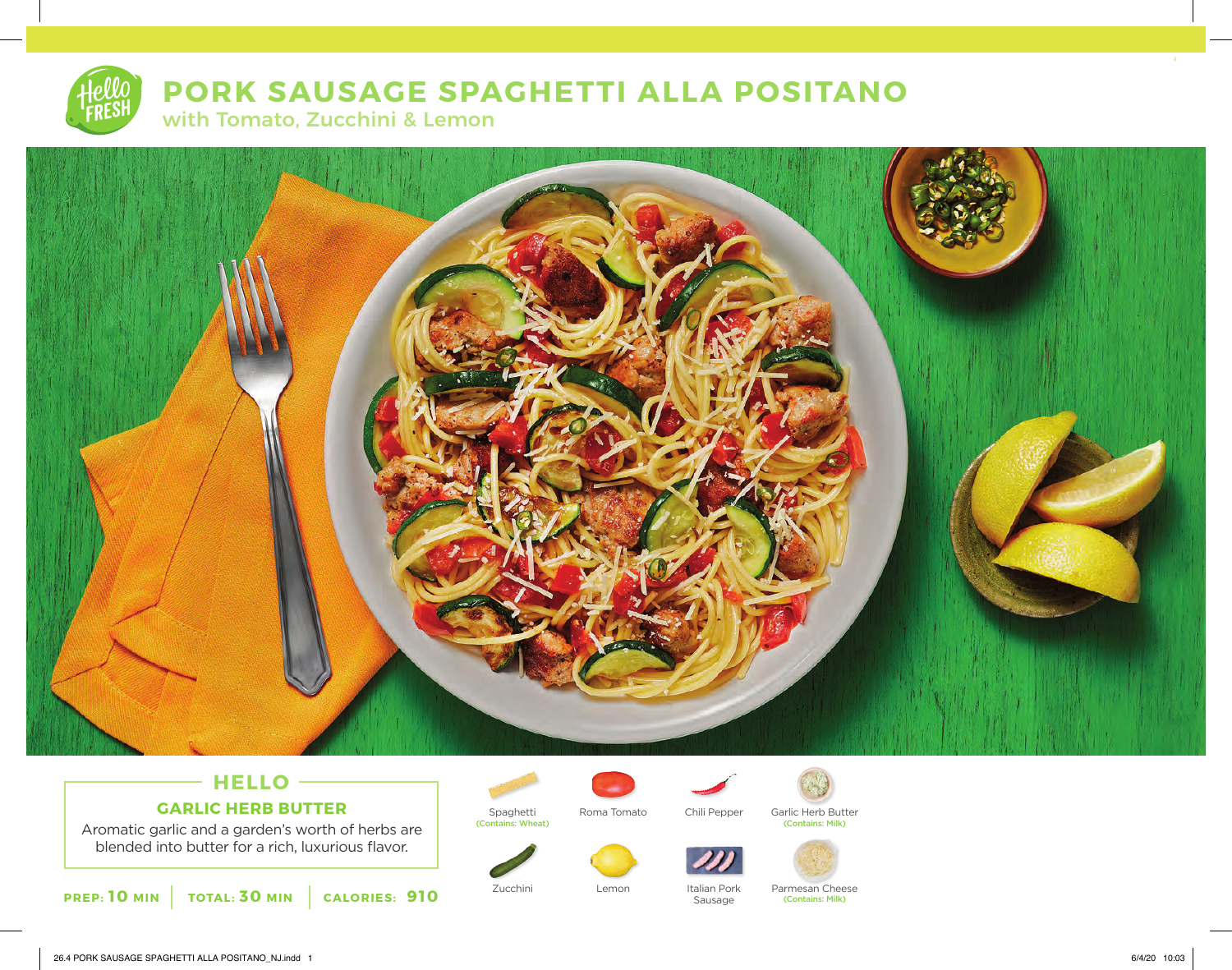# PORK SAUSAGE SPAGHETTI ALLA POSITANO

## with Tomato, Zucchini & Lemon

## HELLO

### GARLIC HERB BUTTER

Aromatic garlic and a garden's worth of herbs are blended into butter for a rich, luxurious flavor.

**PREP: 10 MIN** | **TOTAL: 30 MIN** | **CALORIES: 910**

- Spaghetti (Contains: Wheat)
- Roma Tomato
- Chili Pepper
- Garlic Herb Butter (Contains: Milk)
- Zucchini
- Lemon
- Italian Pork Sausage
- Parmesan Cheese (Contains: Milk)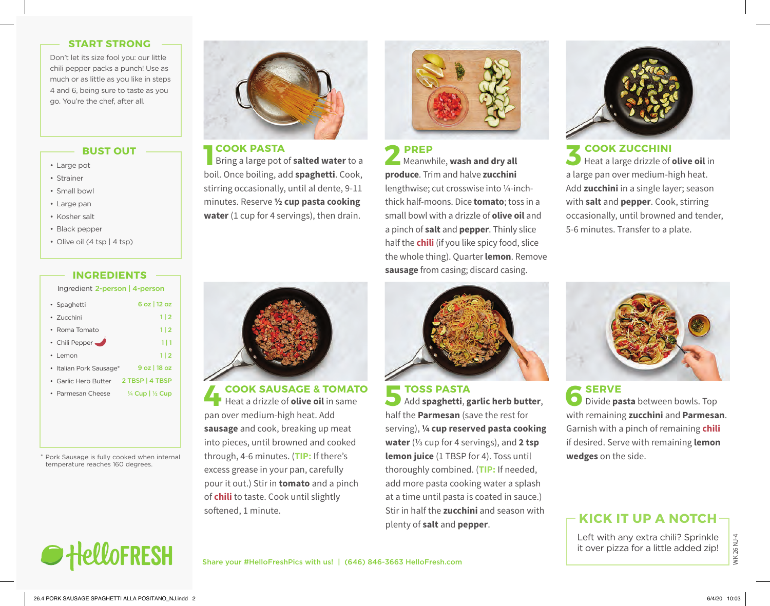## START STRONG

Don't let its size fool you: our little chili pepper packs a punch! Use as much or as little as you like in steps 4 and 6, being sure to taste as you go. You're the chef, after all.

## BUST OUT

- Large pot
- Strainer
- Small bowl
- Large pan
- Kosher salt
- Black pepper
- Olive oil (4 tsp | 4 tsp)

## INGREDIENTS

| Ingredient | 2-person \| 4-person |
| --- | --- |
| Spaghetti | 6 oz \| 12 oz |
| Zucchini | 1 \| 2 |
| Roma Tomato | 1 \| 2 |
| Chili Pepper | 1 \| 1 |
| Lemon | 1 \| 2 |
| Italian Pork Sausage* | 9 oz \| 18 oz |
| Garlic Herb Butter | 2 TBSP \| 4 TBSP |
| Parmesan Cheese | ¼ Cup \| ½ Cup |

\* Pork Sausage is fully cooked when internal temperature reaches 160 degrees.

## 1 COOK PASTA

Bring a large pot of **salted water** to a boil. Once boiling, add **spaghetti**. Cook, stirring occasionally, until al dente, 9-11 minutes. Reserve **½ cup pasta cooking water** (1 cup for 4 servings), then drain.

## 2 PREP

Meanwhile, **wash and dry all produce**. Trim and halve **zucchini** lengthwise; cut crosswise into ¼-inch-thick half-moons. Dice **tomato**; toss in a small bowl with a drizzle of **olive oil** and a pinch of **salt** and **pepper**. Thinly slice half the **chili** (if you like spicy food, slice the whole thing). Quarter **lemon**. Remove **sausage** from casing; discard casing.

## 3 COOK ZUCCHINI

Heat a large drizzle of **olive oil** in a large pan over medium-high heat. Add **zucchini** in a single layer; season with **salt** and **pepper**. Cook, stirring occasionally, until browned and tender, 5-6 minutes. Transfer to a plate.

## 4 COOK SAUSAGE & TOMATO

Heat a drizzle of **olive oil** in same pan over medium-high heat. Add **sausage** and cook, breaking up meat into pieces, until browned and cooked through, 4-6 minutes. (**TIP:** If there's excess grease in your pan, carefully pour it out.) Stir in **tomato** and a pinch of **chili** to taste. Cook until slightly softened, 1 minute.

## 5 TOSS PASTA

Add **spaghetti**, **garlic herb butter**, half the **Parmesan** (save the rest for serving), **¼ cup reserved pasta cooking water** (⅓ cup for 4 servings), and **2 tsp lemon juice** (1 TBSP for 4). Toss until thoroughly combined. (**TIP:** If needed, add more pasta cooking water a splash at a time until pasta is coated in sauce.) Stir in half the **zucchini** and season with plenty of **salt** and **pepper**.

## 6 SERVE

Divide **pasta** between bowls. Top with remaining **zucchini** and **Parmesan**. Garnish with a pinch of remaining **chili** if desired. Serve with remaining **lemon wedges** on the side.

## KICK IT UP A NOTCH

Left with any extra chili? Sprinkle it over pizza for a little added zip!

HelloFRESH

Share your #HelloFreshPics with us! | (646) 846-3663 HelloFresh.com

WK 26 NJ-4